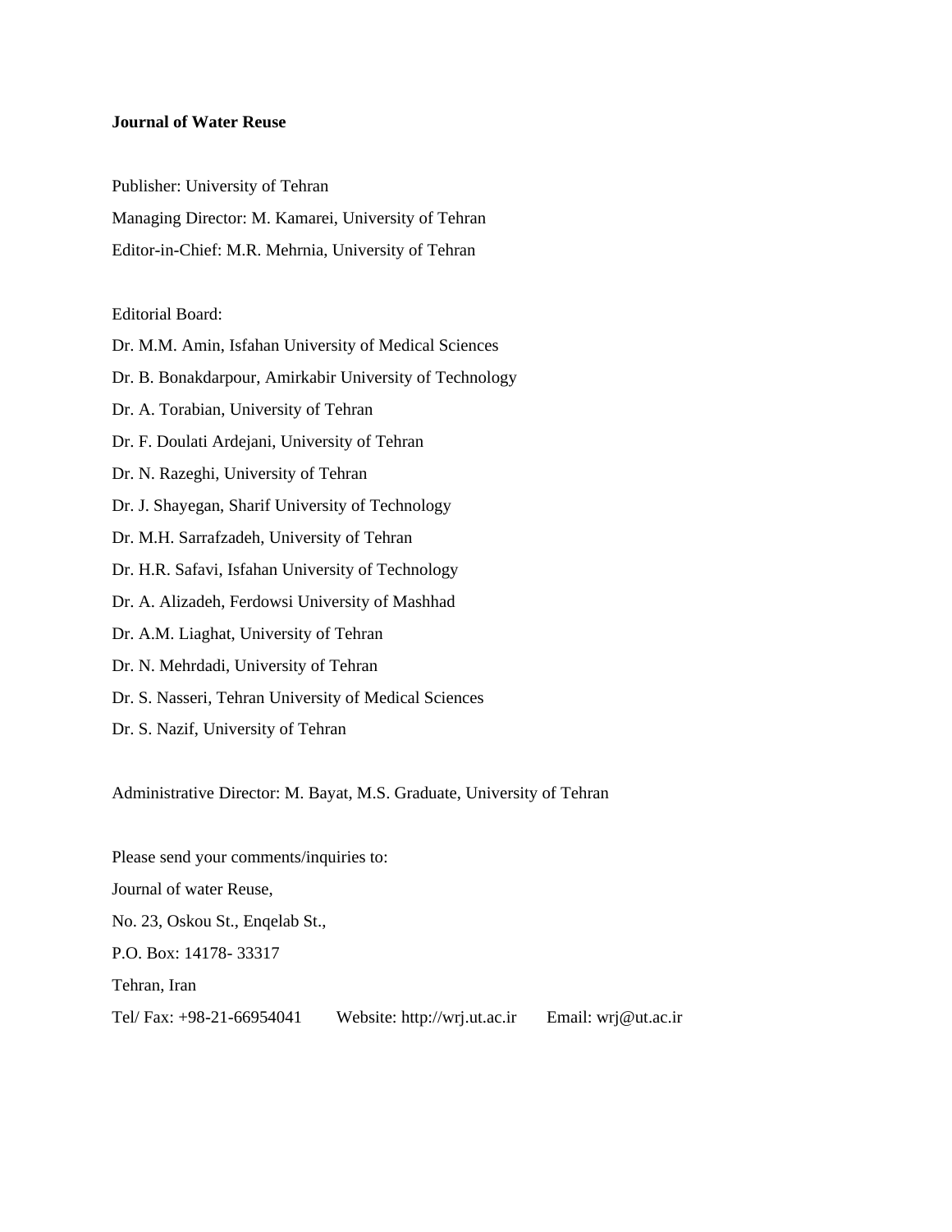**Journal of Water Reuse**

Publisher: University of Tehran

Managing Director: M. Kamarei, University of Tehran

Editor-in-Chief: M.R. Mehrnia, University of Tehran

Editorial Board:

Dr. M.M. Amin, Isfahan University of Medical Sciences

Dr. B. Bonakdarpour, Amirkabir University of Technology

Dr. A. Torabian, University of Tehran

Dr. F. Doulati Ardejani, University of Tehran

Dr. N. Razeghi, University of Tehran

Dr. J. Shayegan, Sharif University of Technology

Dr. M.H. Sarrafzadeh, University of Tehran

Dr. H.R. Safavi, Isfahan University of Technology

Dr. A. Alizadeh, Ferdowsi University of Mashhad

Dr. A.M. Liaghat, University of Tehran

Dr. N. Mehrdadi, University of Tehran

Dr. S. Nasseri, Tehran University of Medical Sciences

Dr. S. Nazif, University of Tehran

Administrative Director: M. Bayat, M.S. Graduate, University of Tehran

Please send your comments/inquiries to:

Journal of water Reuse,

No. 23, Oskou St., Enqelab St.,

P.O. Box: 14178- 33317

Tehran, Iran

Tel/ Fax: +98-21-66954041 Website: http://wrj.ut.ac.ir Email: wrj@ut.ac.ir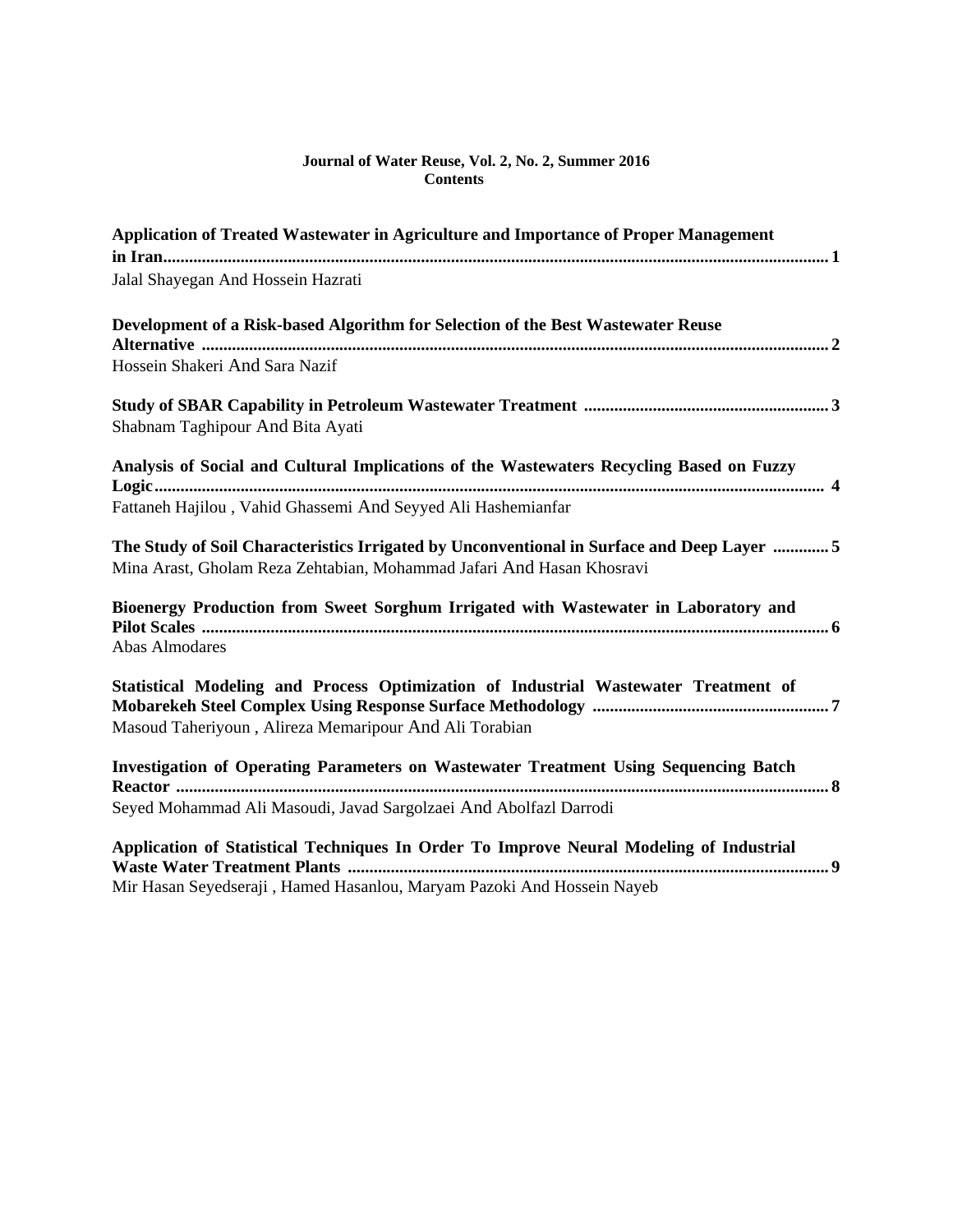**Journal of Water Reuse, Vol. 2, No. 2, Summer 2016**
**Contents**

**Application of Treated Wastewater in Agriculture and Importance of Proper Management in Iran** ........................................................................ 1
Jalal Shayegan And Hossein Hazrati

**Development of a Risk-based Algorithm for Selection of the Best Wastewater Reuse Alternative** ........................................................................ 2
Hossein Shakeri And Sara Nazif

**Study of SBAR Capability in Petroleum Wastewater Treatment** ........................................................................ 3
Shabnam Taghipour And Bita Ayati

**Analysis of Social and Cultural Implications of the Wastewaters Recycling Based on Fuzzy Logic** ........................................................................ 4
Fattaneh Hajilou , Vahid Ghassemi And Seyyed Ali Hashemianfar

**The Study of Soil Characteristics Irrigated by Unconventional in Surface and Deep Layer** ............. 5
Mina Arast, Gholam Reza Zehtabian, Mohammad Jafari And Hasan Khosravi

**Bioenergy Production from Sweet Sorghum Irrigated with Wastewater in Laboratory and Pilot Scales** ........................................................................ 6
Abas Almodares

**Statistical Modeling and Process Optimization of Industrial Wastewater Treatment of Mobarekeh Steel Complex Using Response Surface Methodology** ........................................................................ 7
Masoud Taheriyoun , Alireza Memaripour And Ali Torabian

**Investigation of Operating Parameters on Wastewater Treatment Using Sequencing Batch Reactor** ........................................................................ 8
Seyed Mohammad Ali Masoudi, Javad Sargolzaei And Abolfazl Darrodi

**Application of Statistical Techniques In Order To Improve Neural Modeling of Industrial Waste Water Treatment Plants** ........................................................................ 9
Mir Hasan Seyedseraji , Hamed Hasanlou, Maryam Pazoki And Hossein Nayeb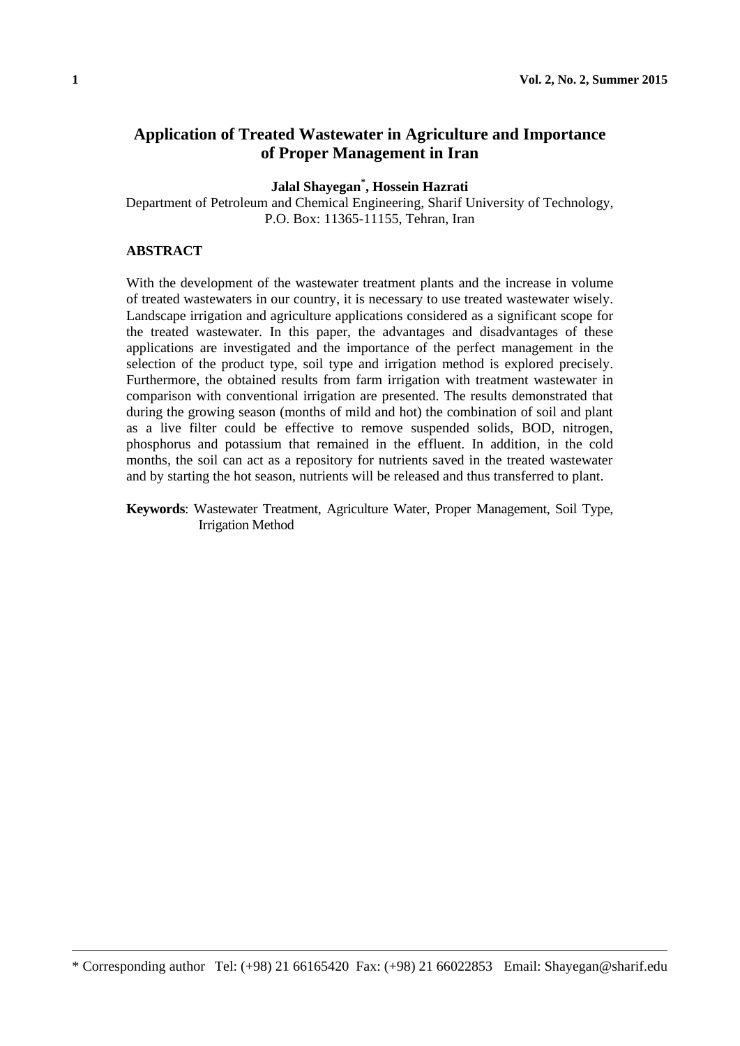# Application of Treated Wastewater in Agriculture and Importance of Proper Management in Iran

**Jalal Shayegan[*], Hossein Hazrati**

Department of Petroleum and Chemical Engineering, Sharif University of Technology, P.O. Box: 11365-11155, Tehran, Iran

### ABSTRACT

With the development of the wastewater treatment plants and the increase in volume of treated wastewaters in our country, it is necessary to use treated wastewater wisely. Landscape irrigation and agriculture applications considered as a significant scope for the treated wastewater. In this paper, the advantages and disadvantages of these applications are investigated and the importance of the perfect management in the selection of the product type, soil type and irrigation method is explored precisely. Furthermore, the obtained results from farm irrigation with treatment wastewater in comparison with conventional irrigation are presented. The results demonstrated that during the growing season (months of mild and hot) the combination of soil and plant as a live filter could be effective to remove suspended solids, BOD, nitrogen, phosphorus and potassium that remained in the effluent. In addition, in the cold months, the soil can act as a repository for nutrients saved in the treated wastewater and by starting the hot season, nutrients will be released and thus transferred to plant.

**Keywords**: Wastewater Treatment, Agriculture Water, Proper Management, Soil Type, Irrigation Method

---

* Corresponding author Tel: (+98) 21 66165420 Fax: (+98) 21 66022853 Email: Shayegan@sharif.edu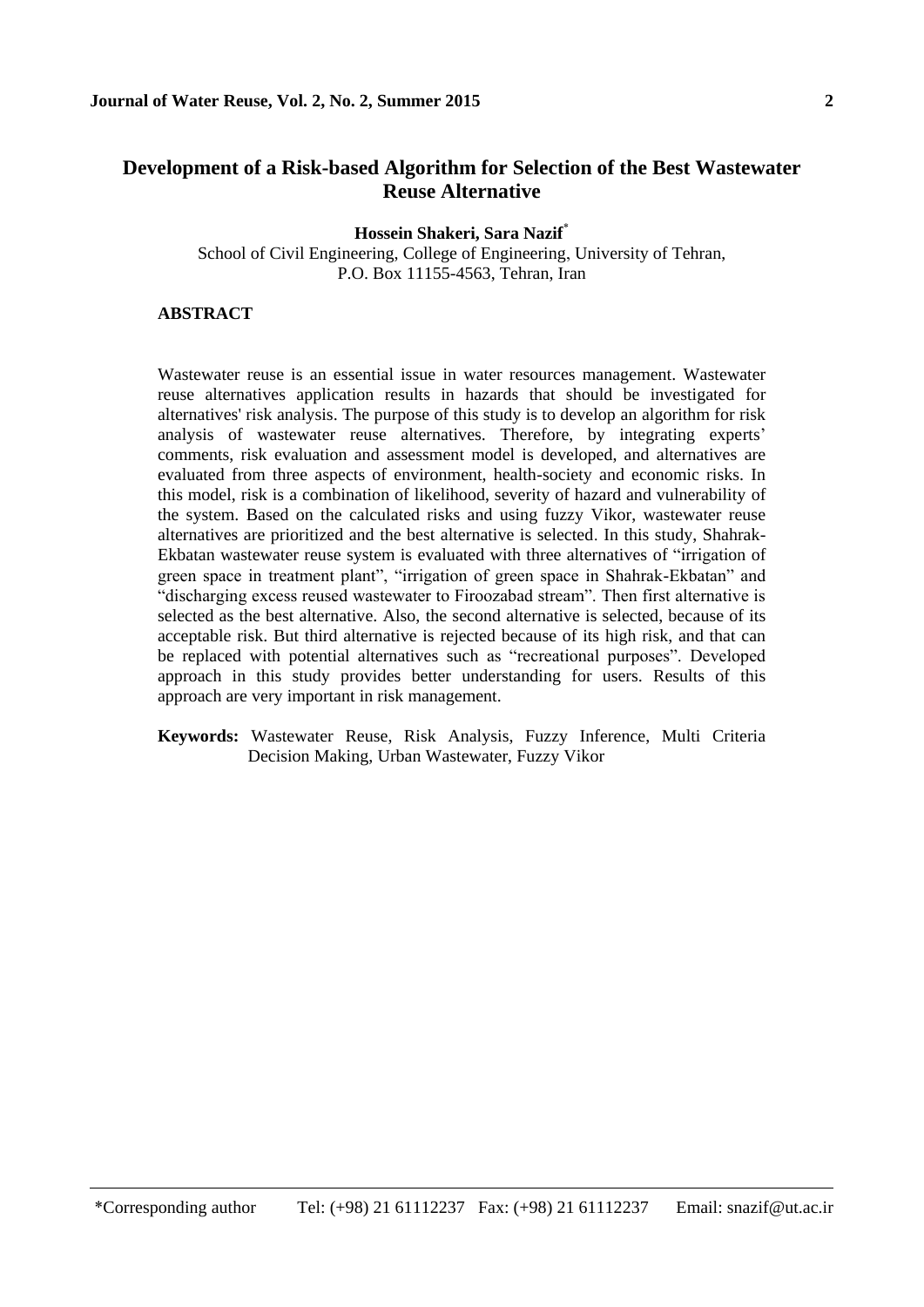# Development of a Risk-based Algorithm for Selection of the Best Wastewater Reuse Alternative

**Hossein Shakeri, Sara Nazif***

School of Civil Engineering, College of Engineering, University of Tehran, P.O. Box 11155-4563, Tehran, Iran

## ABSTRACT

Wastewater reuse is an essential issue in water resources management. Wastewater reuse alternatives application results in hazards that should be investigated for alternatives' risk analysis. The purpose of this study is to develop an algorithm for risk analysis of wastewater reuse alternatives. Therefore, by integrating experts' comments, risk evaluation and assessment model is developed, and alternatives are evaluated from three aspects of environment, health-society and economic risks. In this model, risk is a combination of likelihood, severity of hazard and vulnerability of the system. Based on the calculated risks and using fuzzy Vikor, wastewater reuse alternatives are prioritized and the best alternative is selected. In this study, Shahrak-Ekbatan wastewater reuse system is evaluated with three alternatives of "irrigation of green space in treatment plant", "irrigation of green space in Shahrak-Ekbatan" and "discharging excess reused wastewater to Firoozabad stream". Then first alternative is selected as the best alternative. Also, the second alternative is selected, because of its acceptable risk. But third alternative is rejected because of its high risk, and that can be replaced with potential alternatives such as "recreational purposes". Developed approach in this study provides better understanding for users. Results of this approach are very important in risk management.

**Keywords:** Wastewater Reuse, Risk Analysis, Fuzzy Inference, Multi Criteria Decision Making, Urban Wastewater, Fuzzy Vikor

*Corresponding author Tel: (+98) 21 61112237 Fax: (+98) 21 61112237 Email: snazif@ut.ac.ir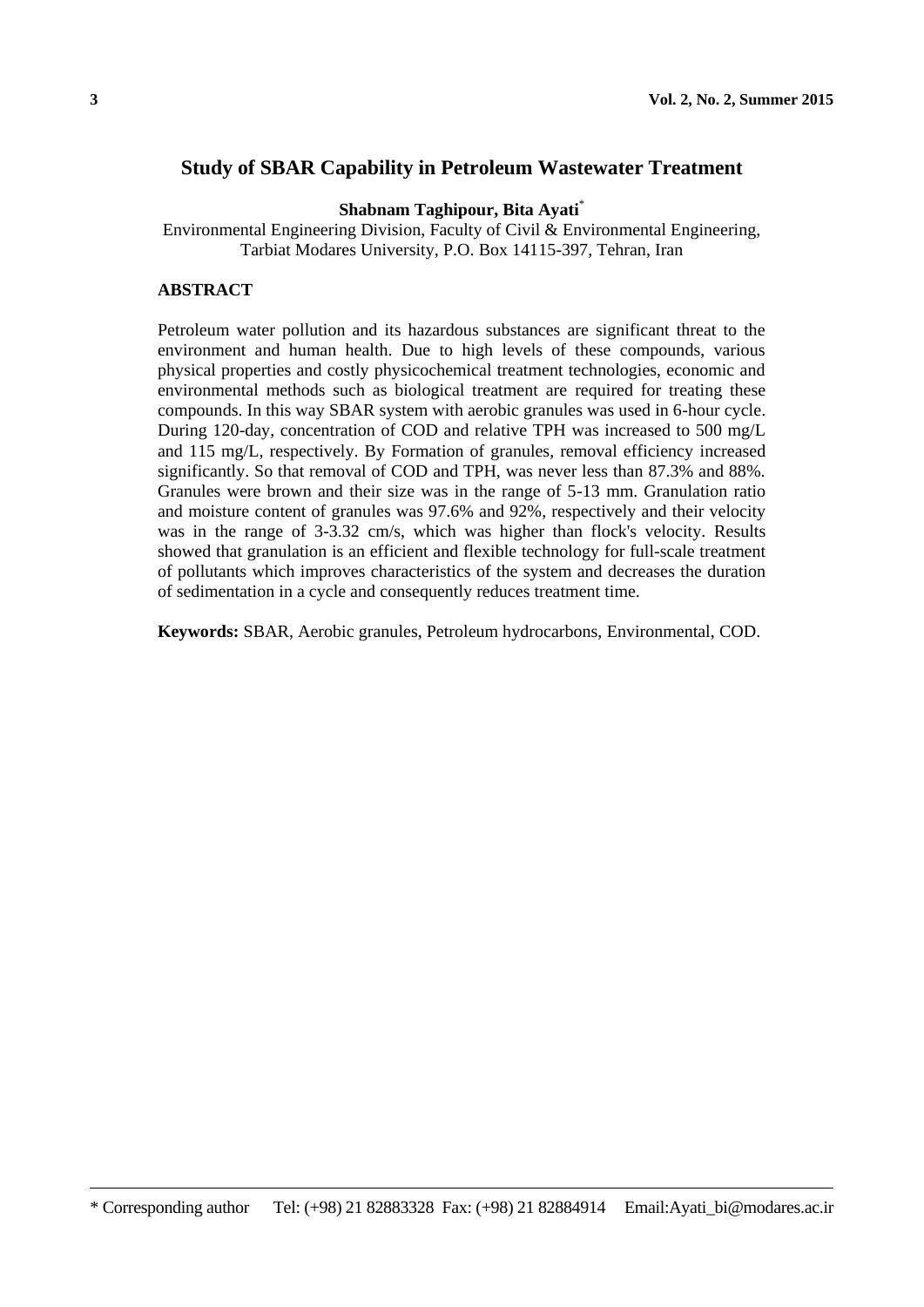# Study of SBAR Capability in Petroleum Wastewater Treatment

**Shabnam Taghipour, Bita Ayati***

Environmental Engineering Division, Faculty of Civil & Environmental Engineering, Tarbiat Modares University, P.O. Box 14115-397, Tehran, Iran

## ABSTRACT

Petroleum water pollution and its hazardous substances are significant threat to the environment and human health. Due to high levels of these compounds, various physical properties and costly physicochemical treatment technologies, economic and environmental methods such as biological treatment are required for treating these compounds. In this way SBAR system with aerobic granules was used in 6-hour cycle. During 120-day, concentration of COD and relative TPH was increased to 500 mg/L and 115 mg/L, respectively. By Formation of granules, removal efficiency increased significantly. So that removal of COD and TPH, was never less than 87.3% and 88%. Granules were brown and their size was in the range of 5-13 mm. Granulation ratio and moisture content of granules was 97.6% and 92%, respectively and their velocity was in the range of 3-3.32 cm/s, which was higher than flock's velocity. Results showed that granulation is an efficient and flexible technology for full-scale treatment of pollutants which improves characteristics of the system and decreases the duration of sedimentation in a cycle and consequently reduces treatment time.

**Keywords:** SBAR, Aerobic granules, Petroleum hydrocarbons, Environmental, COD.

---

* Corresponding author Tel: (+98) 21 82883328 Fax: (+98) 21 82884914 Email:Ayati_bi@modares.ac.ir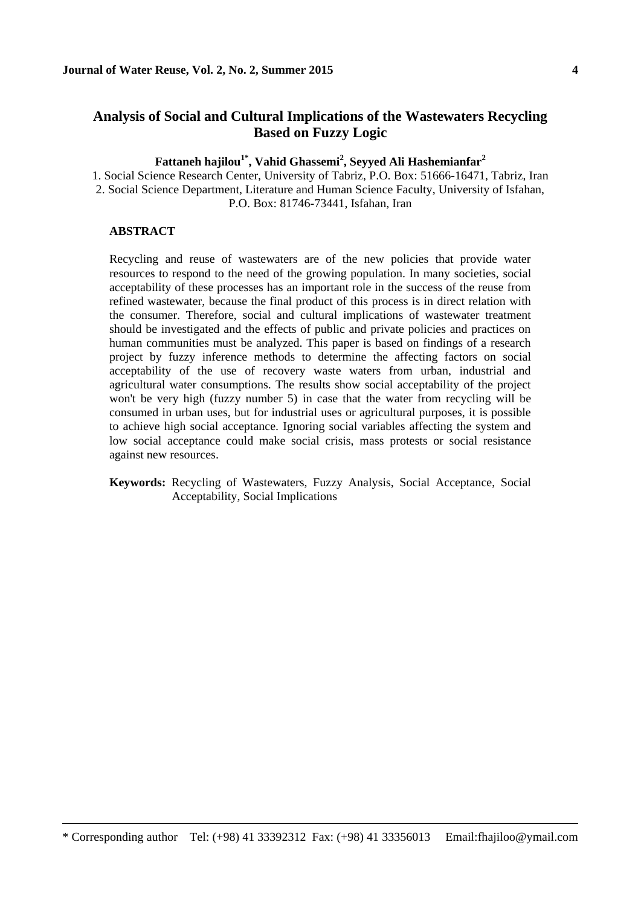# Analysis of Social and Cultural Implications of the Wastewaters Recycling Based on Fuzzy Logic

**Fattaneh hajilou[1*], Vahid Ghassemi[2], Seyyed Ali Hashemianfar[2]**

1. Social Science Research Center, University of Tabriz, P.O. Box: 51666-16471, Tabriz, Iran
2. Social Science Department, Literature and Human Science Faculty, University of Isfahan, P.O. Box: 81746-73441, Isfahan, Iran

## ABSTRACT

Recycling and reuse of wastewaters are of the new policies that provide water resources to respond to the need of the growing population. In many societies, social acceptability of these processes has an important role in the success of the reuse from refined wastewater, because the final product of this process is in direct relation with the consumer. Therefore, social and cultural implications of wastewater treatment should be investigated and the effects of public and private policies and practices on human communities must be analyzed. This paper is based on findings of a research project by fuzzy inference methods to determine the affecting factors on social acceptability of the use of recovery waste waters from urban, industrial and agricultural water consumptions. The results show social acceptability of the project won't be very high (fuzzy number 5) in case that the water from recycling will be consumed in urban uses, but for industrial uses or agricultural purposes, it is possible to achieve high social acceptance. Ignoring social variables affecting the system and low social acceptance could make social crisis, mass protests or social resistance against new resources.

**Keywords:** Recycling of Wastewaters, Fuzzy Analysis, Social Acceptance, Social Acceptability, Social Implications

---

\* Corresponding author Tel: (+98) 41 33392312 Fax: (+98) 41 33356013 Email:fhajiloo@ymail.com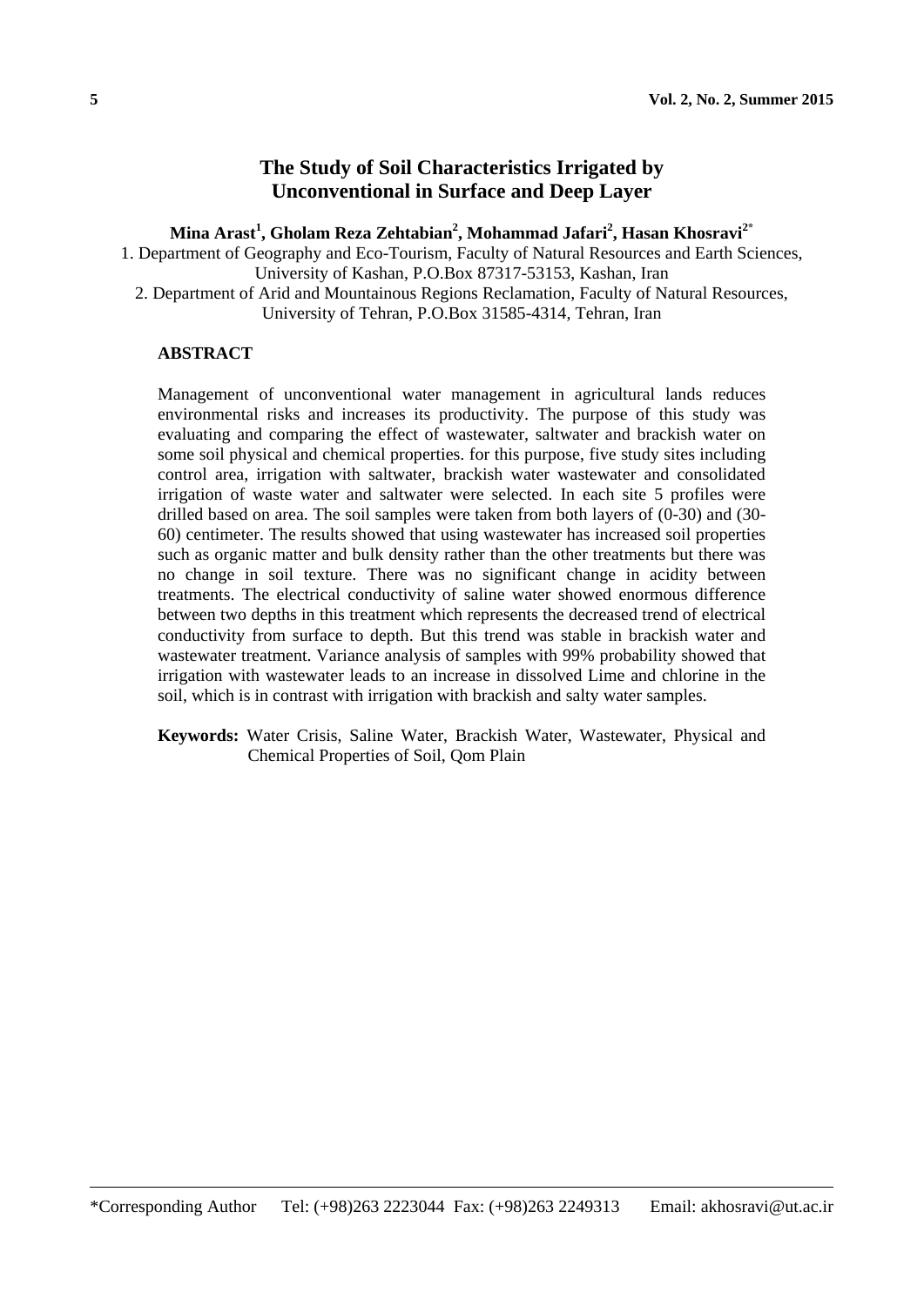# The Study of Soil Characteristics Irrigated by Unconventional in Surface and Deep Layer

**Mina Arast[1], Gholam Reza Zehtabian[2], Mohammad Jafari[2], Hasan Khosravi[2*]**

1. Department of Geography and Eco-Tourism, Faculty of Natural Resources and Earth Sciences, University of Kashan, P.O.Box 87317-53153, Kashan, Iran
2. Department of Arid and Mountainous Regions Reclamation, Faculty of Natural Resources, University of Tehran, P.O.Box 31585-4314, Tehran, Iran

## ABSTRACT

Management of unconventional water management in agricultural lands reduces environmental risks and increases its productivity. The purpose of this study was evaluating and comparing the effect of wastewater, saltwater and brackish water on some soil physical and chemical properties. for this purpose, five study sites including control area, irrigation with saltwater, brackish water wastewater and consolidated irrigation of waste water and saltwater were selected. In each site 5 profiles were drilled based on area. The soil samples were taken from both layers of (0-30) and (30-60) centimeter. The results showed that using wastewater has increased soil properties such as organic matter and bulk density rather than the other treatments but there was no change in soil texture. There was no significant change in acidity between treatments. The electrical conductivity of saline water showed enormous difference between two depths in this treatment which represents the decreased trend of electrical conductivity from surface to depth. But this trend was stable in brackish water and wastewater treatment. Variance analysis of samples with 99% probability showed that irrigation with wastewater leads to an increase in dissolved Lime and chlorine in the soil, which is in contrast with irrigation with brackish and salty water samples.

**Keywords:** Water Crisis, Saline Water, Brackish Water, Wastewater, Physical and Chemical Properties of Soil, Qom Plain

---

*Corresponding Author Tel: (+98)263 2223044 Fax: (+98)263 2249313 Email: akhosravi@ut.ac.ir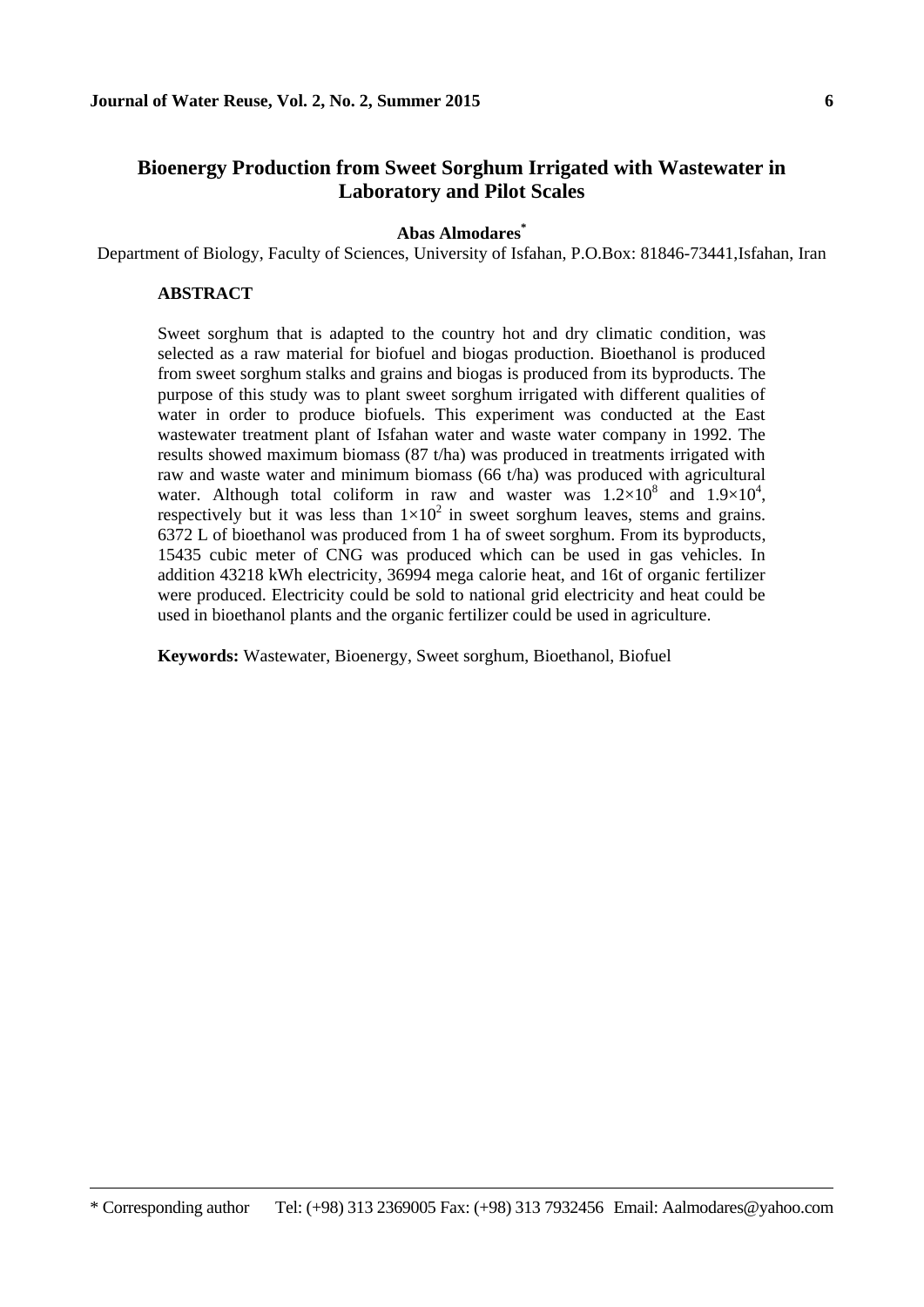# Bioenergy Production from Sweet Sorghum Irrigated with Wastewater in Laboratory and Pilot Scales

**Abas Almodares***

Department of Biology, Faculty of Sciences, University of Isfahan, P.O.Box: 81846-73441,Isfahan, Iran

## ABSTRACT

Sweet sorghum that is adapted to the country hot and dry climatic condition, was selected as a raw material for biofuel and biogas production. Bioethanol is produced from sweet sorghum stalks and grains and biogas is produced from its byproducts. The purpose of this study was to plant sweet sorghum irrigated with different qualities of water in order to produce biofuels. This experiment was conducted at the East wastewater treatment plant of Isfahan water and waste water company in 1992. The results showed maximum biomass (87 t/ha) was produced in treatments irrigated with raw and waste water and minimum biomass (66 t/ha) was produced with agricultural water. Although total coliform in raw and waster was $1.2\times10^{8}$ and $1.9\times10^{4}$, respectively but it was less than $1\times10^{2}$ in sweet sorghum leaves, stems and grains. 6372 L of bioethanol was produced from 1 ha of sweet sorghum. From its byproducts, 15435 cubic meter of CNG was produced which can be used in gas vehicles. In addition 43218 kWh electricity, 36994 mega calorie heat, and 16t of organic fertilizer were produced. Electricity could be sold to national grid electricity and heat could be used in bioethanol plants and the organic fertilizer could be used in agriculture.

**Keywords:** Wastewater, Bioenergy, Sweet sorghum, Bioethanol, Biofuel

* Corresponding author Tel: (+98) 313 2369005 Fax: (+98) 313 7932456 Email: Aalmodares@yahoo.com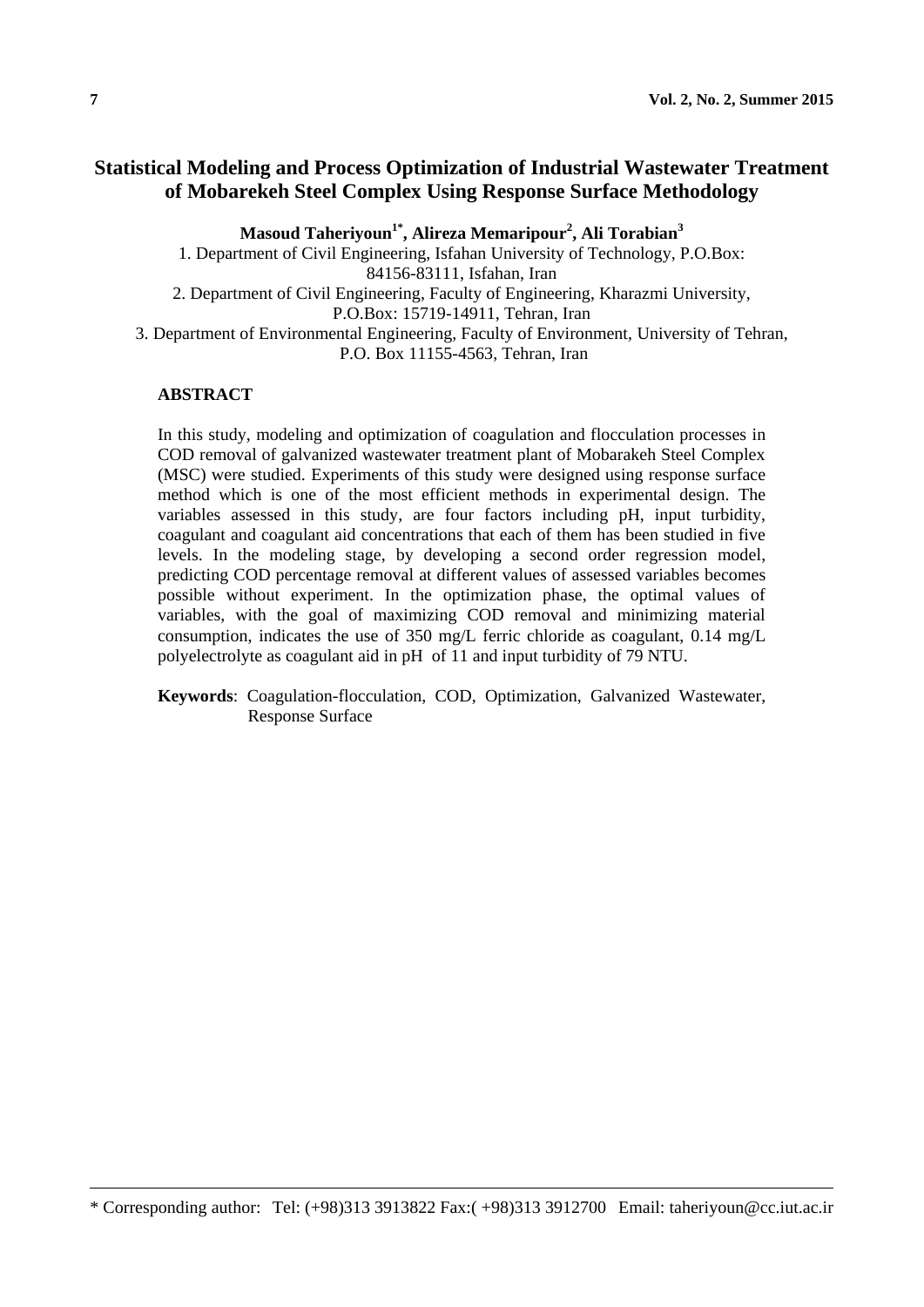# Statistical Modeling and Process Optimization of Industrial Wastewater Treatment of Mobarekeh Steel Complex Using Response Surface Methodology

**Masoud Taheriyoun[1*], Alireza Memaripour[2], Ali Torabian[3]**

1. Department of Civil Engineering, Isfahan University of Technology, P.O.Box: 84156-83111, Isfahan, Iran
2. Department of Civil Engineering, Faculty of Engineering, Kharazmi University, P.O.Box: 15719-14911, Tehran, Iran
3. Department of Environmental Engineering, Faculty of Environment, University of Tehran, P.O. Box 11155-4563, Tehran, Iran

## ABSTRACT

In this study, modeling and optimization of coagulation and flocculation processes in COD removal of galvanized wastewater treatment plant of Mobarakeh Steel Complex (MSC) were studied. Experiments of this study were designed using response surface method which is one of the most efficient methods in experimental design. The variables assessed in this study, are four factors including pH, input turbidity, coagulant and coagulant aid concentrations that each of them has been studied in five levels. In the modeling stage, by developing a second order regression model, predicting COD percentage removal at different values of assessed variables becomes possible without experiment. In the optimization phase, the optimal values of variables, with the goal of maximizing COD removal and minimizing material consumption, indicates the use of 350 mg/L ferric chloride as coagulant, 0.14 mg/L polyelectrolyte as coagulant aid in pH of 11 and input turbidity of 79 NTU.

**Keywords**: Coagulation-flocculation, COD, Optimization, Galvanized Wastewater, Response Surface

* Corresponding author: Tel: (+98)313 3913822 Fax:( +98)313 3912700 Email: taheriyoun@cc.iut.ac.ir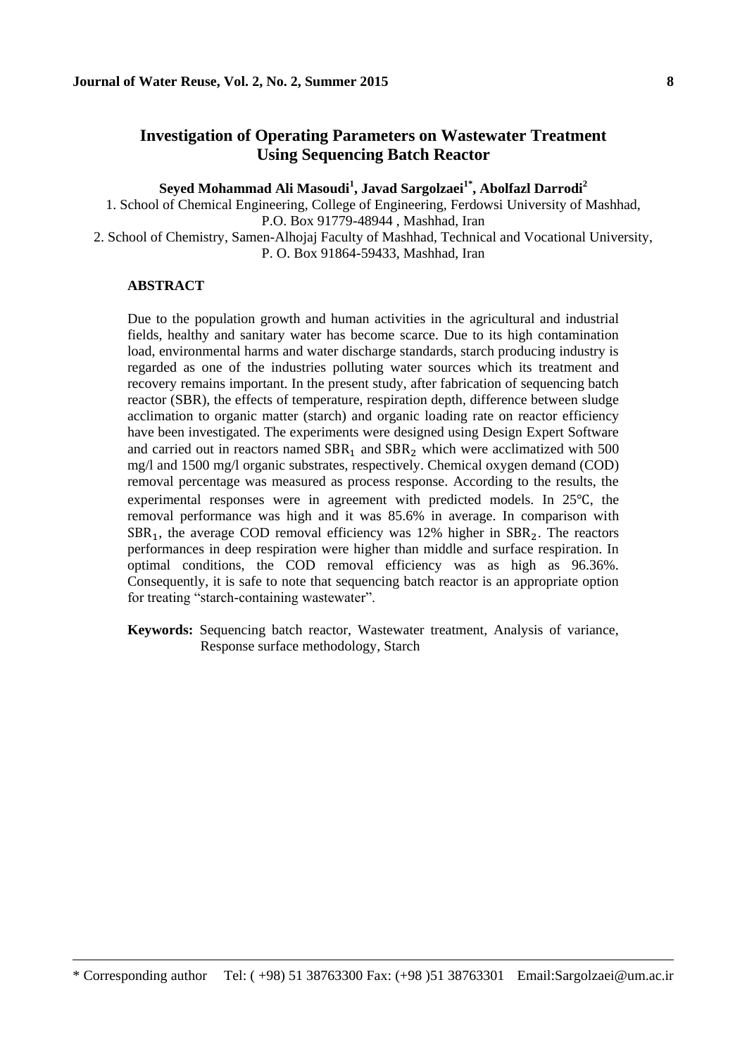# Investigation of Operating Parameters on Wastewater Treatment Using Sequencing Batch Reactor

**Seyed Mohammad Ali Masoudi[1], Javad Sargolzaei[1*], Abolfazl Darrodi[2]**

1. School of Chemical Engineering, College of Engineering, Ferdowsi University of Mashhad, P.O. Box 91779-48944 , Mashhad, Iran
2. School of Chemistry, Samen-Alhojaj Faculty of Mashhad, Technical and Vocational University, P. O. Box 91864-59433, Mashhad, Iran

## ABSTRACT

Due to the population growth and human activities in the agricultural and industrial fields, healthy and sanitary water has become scarce. Due to its high contamination load, environmental harms and water discharge standards, starch producing industry is regarded as one of the industries polluting water sources which its treatment and recovery remains important. In the present study, after fabrication of sequencing batch reactor (SBR), the effects of temperature, respiration depth, difference between sludge acclimation to organic matter (starch) and organic loading rate on reactor efficiency have been investigated. The experiments were designed using Design Expert Software and carried out in reactors named $SBR_1$ and $SBR_2$ which were acclimatized with 500 mg/l and 1500 mg/l organic substrates, respectively. Chemical oxygen demand (COD) removal percentage was measured as process response. According to the results, the experimental responses were in agreement with predicted models. In 25℃, the removal performance was high and it was 85.6% in average. In comparison with $SBR_1$, the average COD removal efficiency was 12% higher in $SBR_2$. The reactors performances in deep respiration were higher than middle and surface respiration. In optimal conditions, the COD removal efficiency was as high as 96.36%. Consequently, it is safe to note that sequencing batch reactor is an appropriate option for treating “starch-containing wastewater”.

**Keywords:** Sequencing batch reactor, Wastewater treatment, Analysis of variance, Response surface methodology, Starch

* Corresponding author Tel: ( +98) 51 38763300 Fax: (+98 )51 38763301 Email:Sargolzaei@um.ac.ir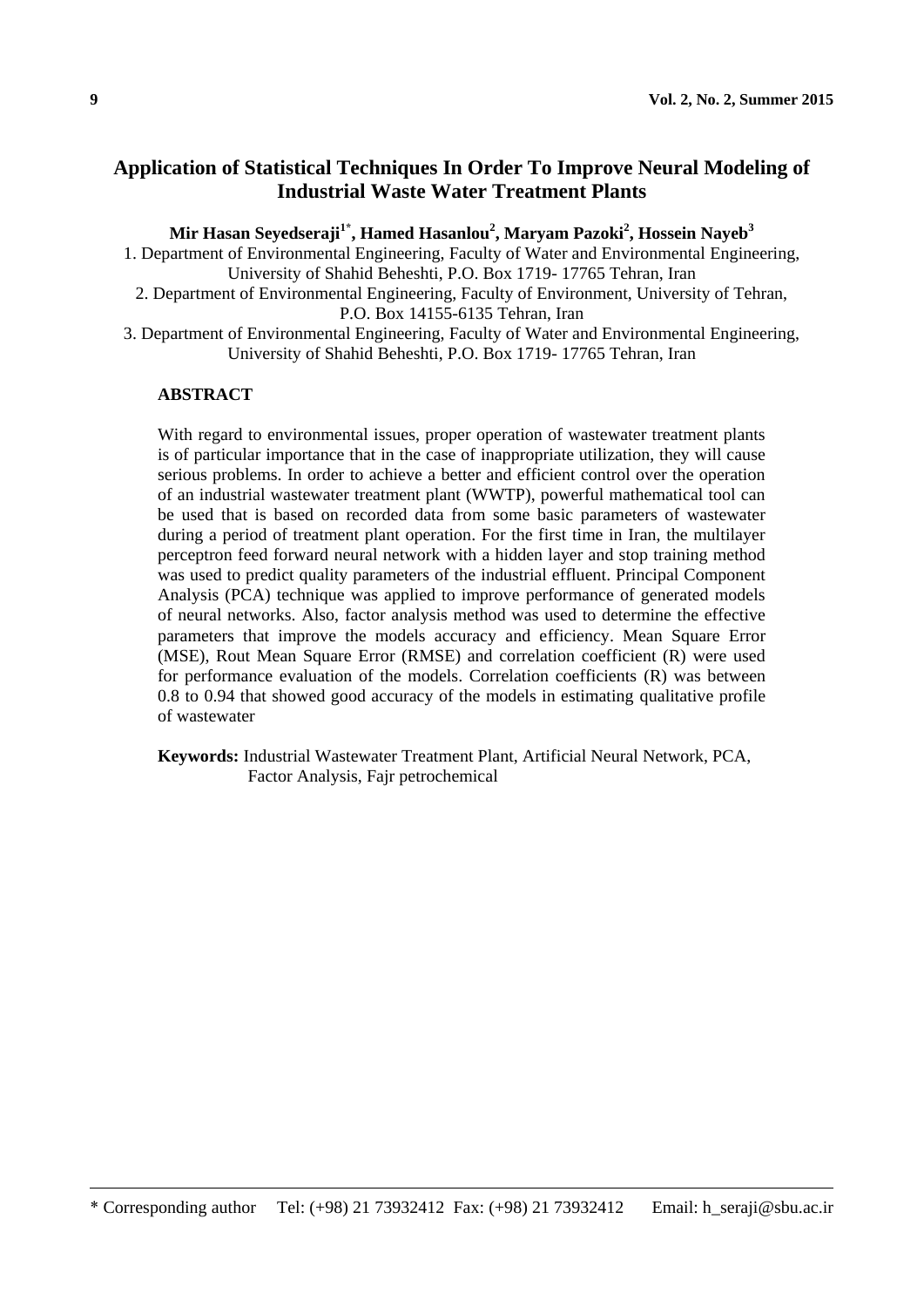# Application of Statistical Techniques In Order To Improve Neural Modeling of Industrial Waste Water Treatment Plants

**Mir Hasan Seyedseraji[1*], Hamed Hasanlou[2], Maryam Pazoki[2], Hossein Nayeb[3]**

1. Department of Environmental Engineering, Faculty of Water and Environmental Engineering, University of Shahid Beheshti, P.O. Box 1719- 17765 Tehran, Iran
2. Department of Environmental Engineering, Faculty of Environment, University of Tehran, P.O. Box 14155-6135 Tehran, Iran
3. Department of Environmental Engineering, Faculty of Water and Environmental Engineering, University of Shahid Beheshti, P.O. Box 1719- 17765 Tehran, Iran

## ABSTRACT

With regard to environmental issues, proper operation of wastewater treatment plants is of particular importance that in the case of inappropriate utilization, they will cause serious problems. In order to achieve a better and efficient control over the operation of an industrial wastewater treatment plant (WWTP), powerful mathematical tool can be used that is based on recorded data from some basic parameters of wastewater during a period of treatment plant operation. For the first time in Iran, the multilayer perceptron feed forward neural network with a hidden layer and stop training method was used to predict quality parameters of the industrial effluent. Principal Component Analysis (PCA) technique was applied to improve performance of generated models of neural networks. Also, factor analysis method was used to determine the effective parameters that improve the models accuracy and efficiency. Mean Square Error (MSE), Rout Mean Square Error (RMSE) and correlation coefficient (R) were used for performance evaluation of the models. Correlation coefficients (R) was between 0.8 to 0.94 that showed good accuracy of the models in estimating qualitative profile of wastewater

**Keywords:** Industrial Wastewater Treatment Plant, Artificial Neural Network, PCA, Factor Analysis, Fajr petrochemical

---

* Corresponding author Tel: (+98) 21 73932412 Fax: (+98) 21 73932412 Email: h_seraji@sbu.ac.ir